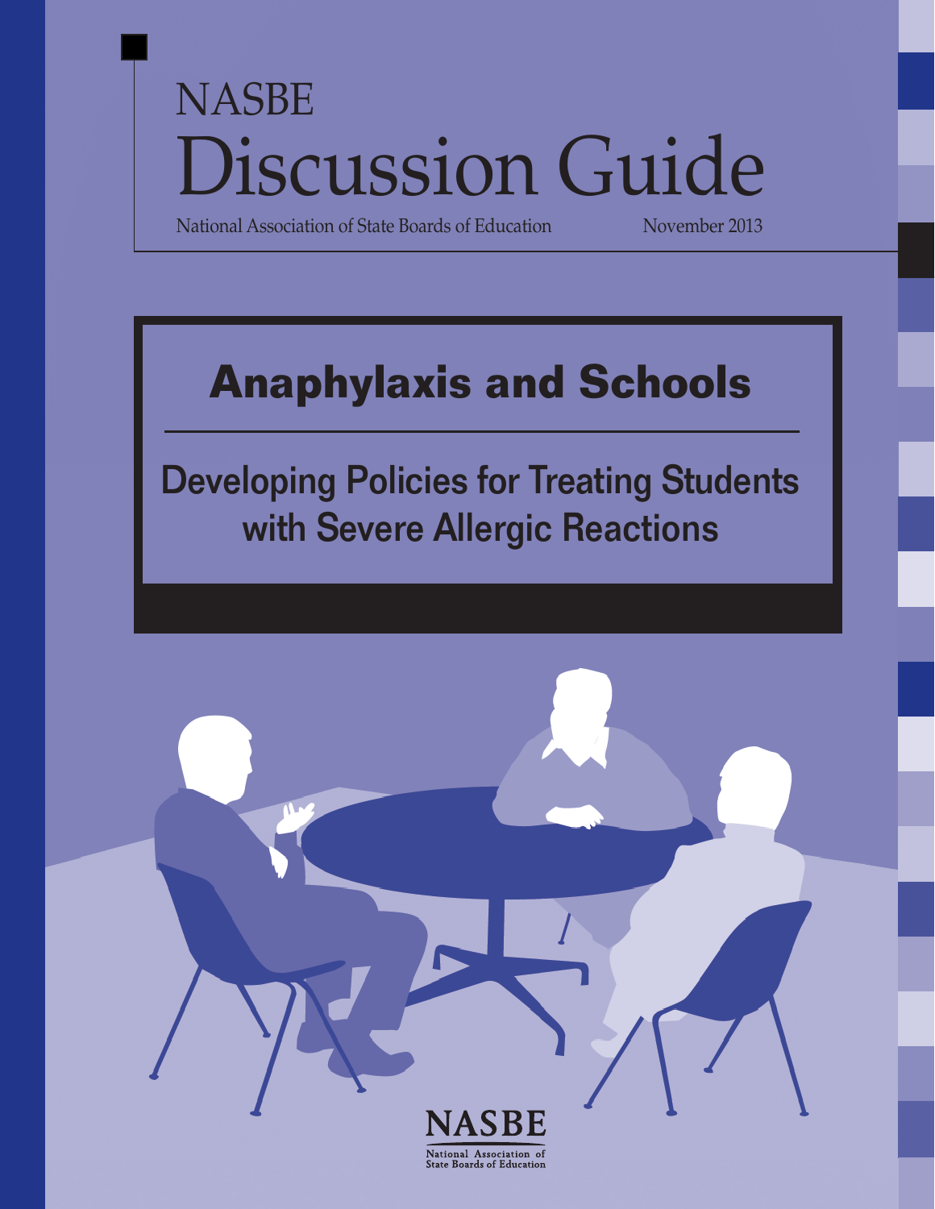NASBE

# Discussion Guide

National Association of State Boards of Education

November 2013

## Anaphylaxis and Schools

### Developing Policies for Treating Students with Severe Allergic Reactions

NASBE

National Association of State Boards of Education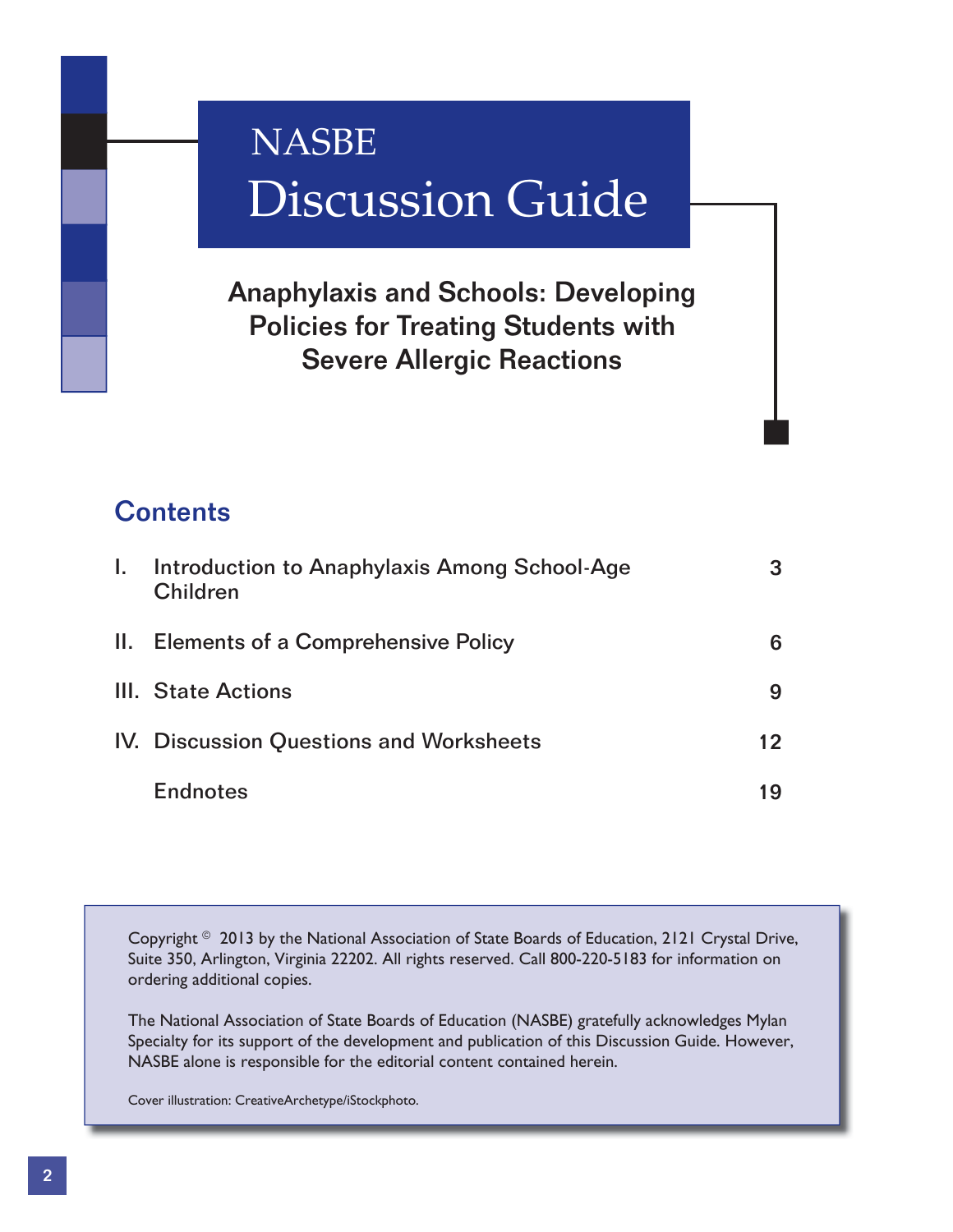# NASBE Discussion Guide

## Anaphylaxis and Schools: Developing Policies for Treating Students with Severe Allergic Reactions

## Contents

| | | |
|---|---|---|
| I. | Introduction to Anaphylaxis Among School-Age Children | 3 |
| II. | Elements of a Comprehensive Policy | 6 |
| III. | State Actions | 9 |
| IV. | Discussion Questions and Worksheets | 12 |
| | Endnotes | 19 |

Copyright © 2013 by the National Association of State Boards of Education, 2121 Crystal Drive, Suite 350, Arlington, Virginia 22202. All rights reserved. Call 800-220-5183 for information on ordering additional copies.

The National Association of State Boards of Education (NASBE) gratefully acknowledges Mylan Specialty for its support of the development and publication of this Discussion Guide. However, NASBE alone is responsible for the editorial content contained herein.

Cover illustration: CreativeArchetype/iStockphoto.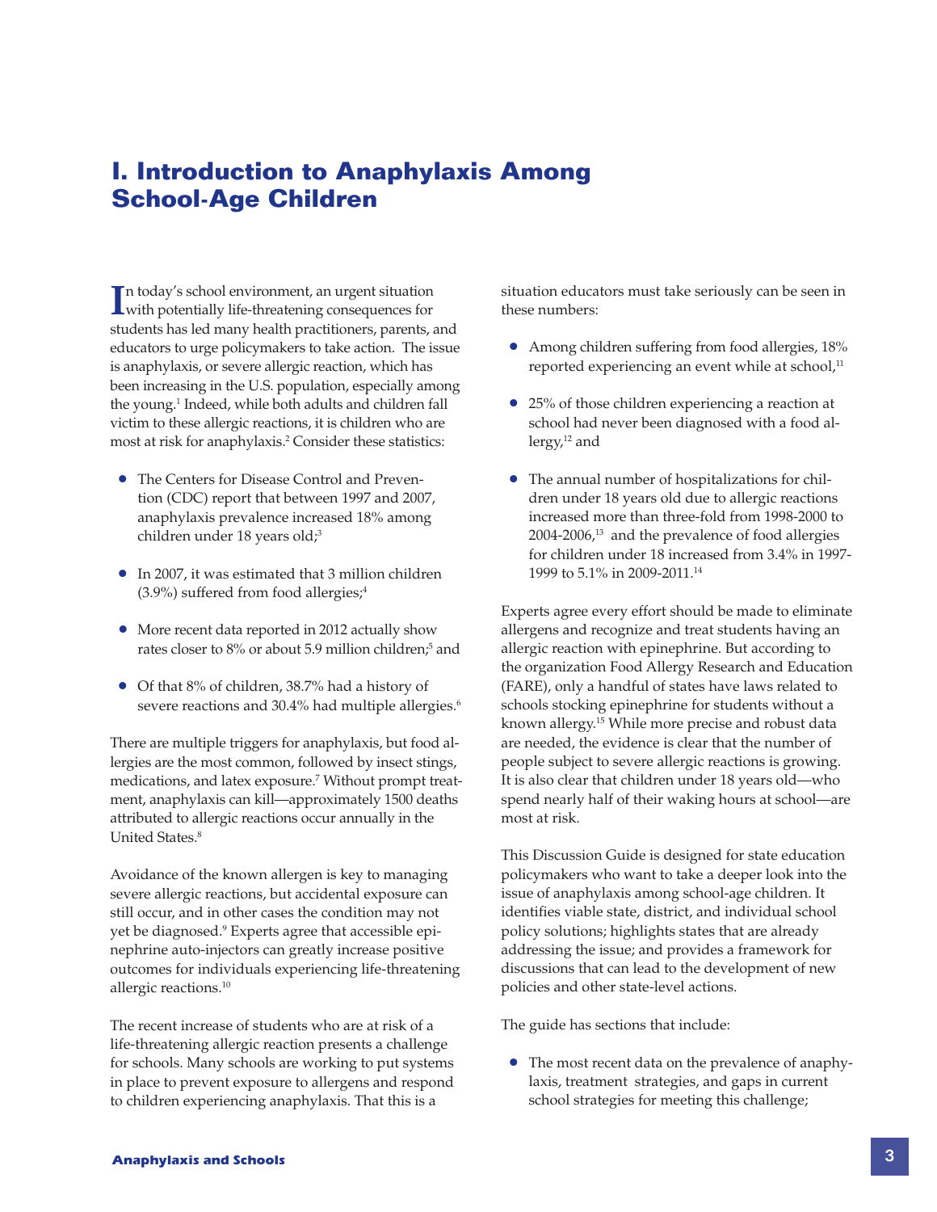# I. Introduction to Anaphylaxis Among School-Age Children

In today's school environment, an urgent situation with potentially life-threatening consequences for students has led many health practitioners, parents, and educators to urge policymakers to take action. The issue is anaphylaxis, or severe allergic reaction, which has been increasing in the U.S. population, especially among the young.[1] Indeed, while both adults and children fall victim to these allergic reactions, it is children who are most at risk for anaphylaxis.[2] Consider these statistics:

- The Centers for Disease Control and Prevention (CDC) report that between 1997 and 2007, anaphylaxis prevalence increased 18% among children under 18 years old;[3]
- In 2007, it was estimated that 3 million children (3.9%) suffered from food allergies;[4]
- More recent data reported in 2012 actually show rates closer to 8% or about 5.9 million children;[5] and
- Of that 8% of children, 38.7% had a history of severe reactions and 30.4% had multiple allergies.[6]

There are multiple triggers for anaphylaxis, but food allergies are the most common, followed by insect stings, medications, and latex exposure.[7] Without prompt treatment, anaphylaxis can kill—approximately 1500 deaths attributed to allergic reactions occur annually in the United States.[8]

Avoidance of the known allergen is key to managing severe allergic reactions, but accidental exposure can still occur, and in other cases the condition may not yet be diagnosed.[9] Experts agree that accessible epinephrine auto-injectors can greatly increase positive outcomes for individuals experiencing life-threatening allergic reactions.[10]

The recent increase of students who are at risk of a life-threatening allergic reaction presents a challenge for schools. Many schools are working to put systems in place to prevent exposure to allergens and respond to children experiencing anaphylaxis. That this is a situation educators must take seriously can be seen in these numbers:

- Among children suffering from food allergies, 18% reported experiencing an event while at school,[11]
- 25% of those children experiencing a reaction at school had never been diagnosed with a food allergy,[12] and
- The annual number of hospitalizations for children under 18 years old due to allergic reactions increased more than three-fold from 1998-2000 to 2004-2006,[13] and the prevalence of food allergies for children under 18 increased from 3.4% in 1997-1999 to 5.1% in 2009-2011.[14]

Experts agree every effort should be made to eliminate allergens and recognize and treat students having an allergic reaction with epinephrine. But according to the organization Food Allergy Research and Education (FARE), only a handful of states have laws related to schools stocking epinephrine for students without a known allergy.[15] While more precise and robust data are needed, the evidence is clear that the number of people subject to severe allergic reactions is growing. It is also clear that children under 18 years old—who spend nearly half of their waking hours at school—are most at risk.

This Discussion Guide is designed for state education policymakers who want to take a deeper look into the issue of anaphylaxis among school-age children. It identifies viable state, district, and individual school policy solutions; highlights states that are already addressing the issue; and provides a framework for discussions that can lead to the development of new policies and other state-level actions.

The guide has sections that include:

- The most recent data on the prevalence of anaphylaxis, treatment strategies, and gaps in current school strategies for meeting this challenge;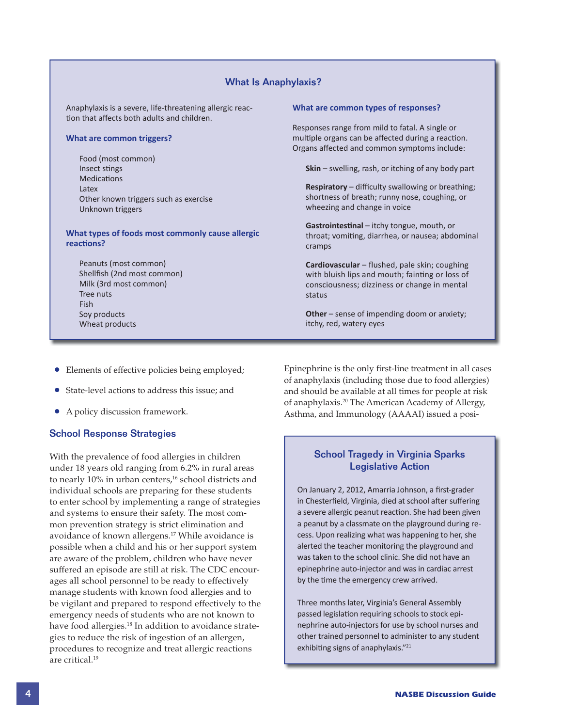## What Is Anaphylaxis?

Anaphylaxis is a severe, life-threatening allergic reaction that affects both adults and children.

### What are common triggers?

Food (most common)
Insect stings
Medications
Latex
Other known triggers such as exercise
Unknown triggers

### What types of foods most commonly cause allergic reactions?

Peanuts (most common)
Shellfish (2nd most common)
Milk (3rd most common)
Tree nuts
Fish
Soy products
Wheat products

### What are common types of responses?

Responses range from mild to fatal. A single or multiple organs can be affected during a reaction. Organs affected and common symptoms include:

**Skin** – swelling, rash, or itching of any body part

**Respiratory** – difficulty swallowing or breathing; shortness of breath; runny nose, coughing, or wheezing and change in voice

**Gastrointestinal** – itchy tongue, mouth, or throat; vomiting, diarrhea, or nausea; abdominal cramps

**Cardiovascular** – flushed, pale skin; coughing with bluish lips and mouth; fainting or loss of consciousness; dizziness or change in mental status

**Other** – sense of impending doom or anxiety; itchy, red, watery eyes

- Elements of effective policies being employed;
- State-level actions to address this issue; and
- A policy discussion framework.

## School Response Strategies

With the prevalence of food allergies in children under 18 years old ranging from 6.2% in rural areas to nearly 10% in urban centers,[16] school districts and individual schools are preparing for these students to enter school by implementing a range of strategies and systems to ensure their safety. The most common prevention strategy is strict elimination and avoidance of known allergens.[17] While avoidance is possible when a child and his or her support system are aware of the problem, children who have never suffered an episode are still at risk. The CDC encourages all school personnel to be ready to effectively manage students with known food allergies and to be vigilant and prepared to respond effectively to the emergency needs of students who are not known to have food allergies.[18] In addition to avoidance strategies to reduce the risk of ingestion of an allergen, procedures to recognize and treat allergic reactions are critical.[19]

Epinephrine is the only first-line treatment in all cases of anaphylaxis (including those due to food allergies) and should be available at all times for people at risk of anaphylaxis.[20] The American Academy of Allergy, Asthma, and Immunology (AAAAI) issued a posi-

### School Tragedy in Virginia Sparks Legislative Action

On January 2, 2012, Amarria Johnson, a first-grader in Chesterfield, Virginia, died at school after suffering a severe allergic peanut reaction. She had been given a peanut by a classmate on the playground during recess. Upon realizing what was happening to her, she alerted the teacher monitoring the playground and was taken to the school clinic. She did not have an epinephrine auto-injector and was in cardiac arrest by the time the emergency crew arrived.

Three months later, Virginia's General Assembly passed legislation requiring schools to stock epinephrine auto-injectors for use by school nurses and other trained personnel to administer to any student exhibiting signs of anaphylaxis."[21]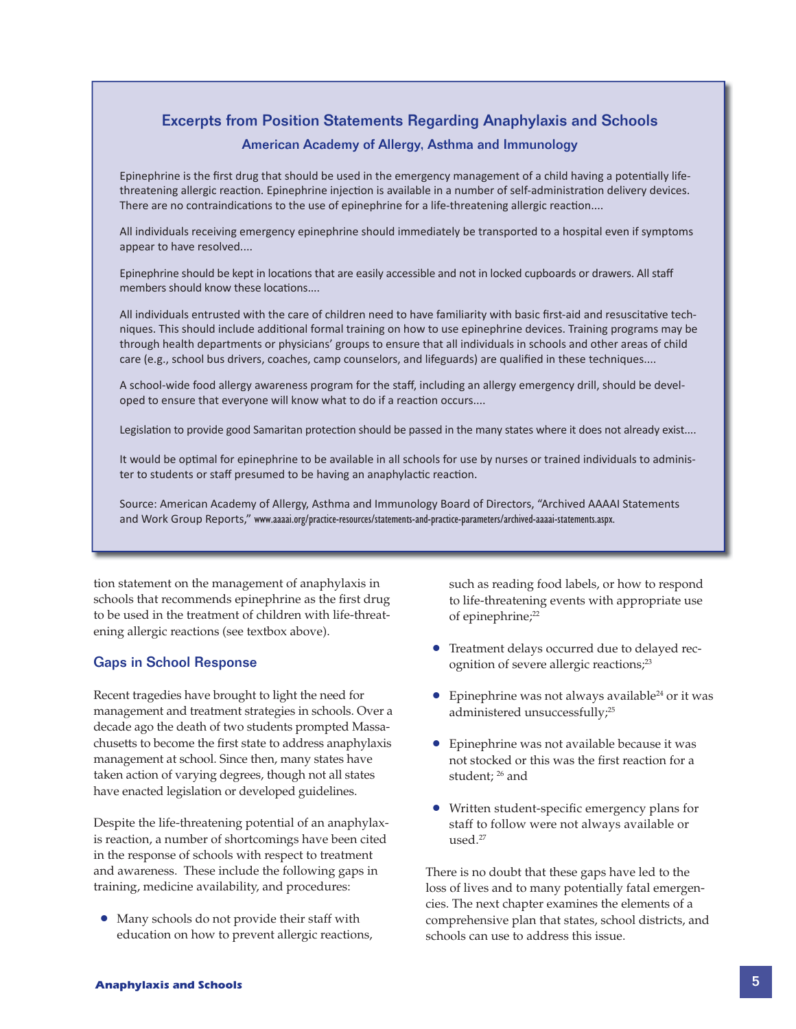## Excerpts from Position Statements Regarding Anaphylaxis and Schools

### American Academy of Allergy, Asthma and Immunology

Epinephrine is the first drug that should be used in the emergency management of a child having a potentially life-threatening allergic reaction. Epinephrine injection is available in a number of self-administration delivery devices. There are no contraindications to the use of epinephrine for a life-threatening allergic reaction....

All individuals receiving emergency epinephrine should immediately be transported to a hospital even if symptoms appear to have resolved....

Epinephrine should be kept in locations that are easily accessible and not in locked cupboards or drawers. All staff members should know these locations....

All individuals entrusted with the care of children need to have familiarity with basic first-aid and resuscitative techniques. This should include additional formal training on how to use epinephrine devices. Training programs may be through health departments or physicians' groups to ensure that all individuals in schools and other areas of child care (e.g., school bus drivers, coaches, camp counselors, and lifeguards) are qualified in these techniques....

A school-wide food allergy awareness program for the staff, including an allergy emergency drill, should be developed to ensure that everyone will know what to do if a reaction occurs....

Legislation to provide good Samaritan protection should be passed in the many states where it does not already exist....

It would be optimal for epinephrine to be available in all schools for use by nurses or trained individuals to administer to students or staff presumed to be having an anaphylactic reaction.

Source: American Academy of Allergy, Asthma and Immunology Board of Directors, "Archived AAAAI Statements and Work Group Reports," www.aaaai.org/practice-resources/statements-and-practice-parameters/archived-aaaai-statements.aspx.

tion statement on the management of anaphylaxis in schools that recommends epinephrine as the first drug to be used in the treatment of children with life-threatening allergic reactions (see textbox above).

## Gaps in School Response

Recent tragedies have brought to light the need for management and treatment strategies in schools. Over a decade ago the death of two students prompted Massachusetts to become the first state to address anaphylaxis management at school. Since then, many states have taken action of varying degrees, though not all states have enacted legislation or developed guidelines.

Despite the life-threatening potential of an anaphylaxis reaction, a number of shortcomings have been cited in the response of schools with respect to treatment and awareness. These include the following gaps in training, medicine availability, and procedures:

- Many schools do not provide their staff with education on how to prevent allergic reactions, such as reading food labels, or how to respond to life-threatening events with appropriate use of epinephrine;[22]
- Treatment delays occurred due to delayed recognition of severe allergic reactions;[23]
- Epinephrine was not always available[24] or it was administered unsuccessfully;[25]
- Epinephrine was not available because it was not stocked or this was the first reaction for a student; [26] and
- Written student-specific emergency plans for staff to follow were not always available or used.[27]

There is no doubt that these gaps have led to the loss of lives and to many potentially fatal emergencies. The next chapter examines the elements of a comprehensive plan that states, school districts, and schools can use to address this issue.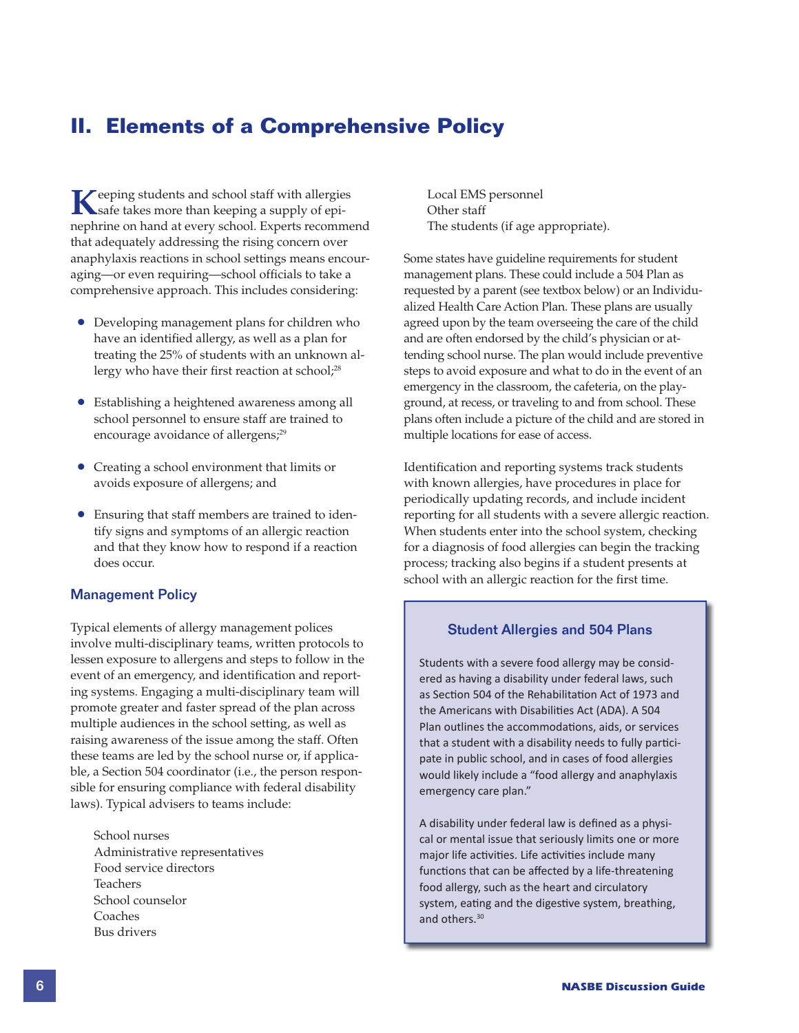## II. Elements of a Comprehensive Policy

Keeping students and school staff with allergies safe takes more than keeping a supply of epinephrine on hand at every school. Experts recommend that adequately addressing the rising concern over anaphylaxis reactions in school settings means encouraging—or even requiring—school officials to take a comprehensive approach. This includes considering:

- Developing management plans for children who have an identified allergy, as well as a plan for treating the 25% of students with an unknown allergy who have their first reaction at school;[28]
- Establishing a heightened awareness among all school personnel to ensure staff are trained to encourage avoidance of allergens;[29]
- Creating a school environment that limits or avoids exposure of allergens; and
- Ensuring that staff members are trained to identify signs and symptoms of an allergic reaction and that they know how to respond if a reaction does occur.

### Management Policy

Typical elements of allergy management polices involve multi-disciplinary teams, written protocols to lessen exposure to allergens and steps to follow in the event of an emergency, and identification and reporting systems. Engaging a multi-disciplinary team will promote greater and faster spread of the plan across multiple audiences in the school setting, as well as raising awareness of the issue among the staff. Often these teams are led by the school nurse or, if applicable, a Section 504 coordinator (i.e., the person responsible for ensuring compliance with federal disability laws). Typical advisers to teams include:

School nurses
Administrative representatives
Food service directors
Teachers
School counselor
Coaches
Bus drivers
Local EMS personnel
Other staff
The students (if age appropriate).

Some states have guideline requirements for student management plans. These could include a 504 Plan as requested by a parent (see textbox below) or an Individualized Health Care Action Plan. These plans are usually agreed upon by the team overseeing the care of the child and are often endorsed by the child's physician or attending school nurse. The plan would include preventive steps to avoid exposure and what to do in the event of an emergency in the classroom, the cafeteria, on the playground, at recess, or traveling to and from school. These plans often include a picture of the child and are stored in multiple locations for ease of access.

Identification and reporting systems track students with known allergies, have procedures in place for periodically updating records, and include incident reporting for all students with a severe allergic reaction. When students enter into the school system, checking for a diagnosis of food allergies can begin the tracking process; tracking also begins if a student presents at school with an allergic reaction for the first time.

#### Student Allergies and 504 Plans

Students with a severe food allergy may be considered as having a disability under federal laws, such as Section 504 of the Rehabilitation Act of 1973 and the Americans with Disabilities Act (ADA). A 504 Plan outlines the accommodations, aids, or services that a student with a disability needs to fully participate in public school, and in cases of food allergies would likely include a "food allergy and anaphylaxis emergency care plan."

A disability under federal law is defined as a physical or mental issue that seriously limits one or more major life activities. Life activities include many functions that can be affected by a life-threatening food allergy, such as the heart and circulatory system, eating and the digestive system, breathing, and others.[30]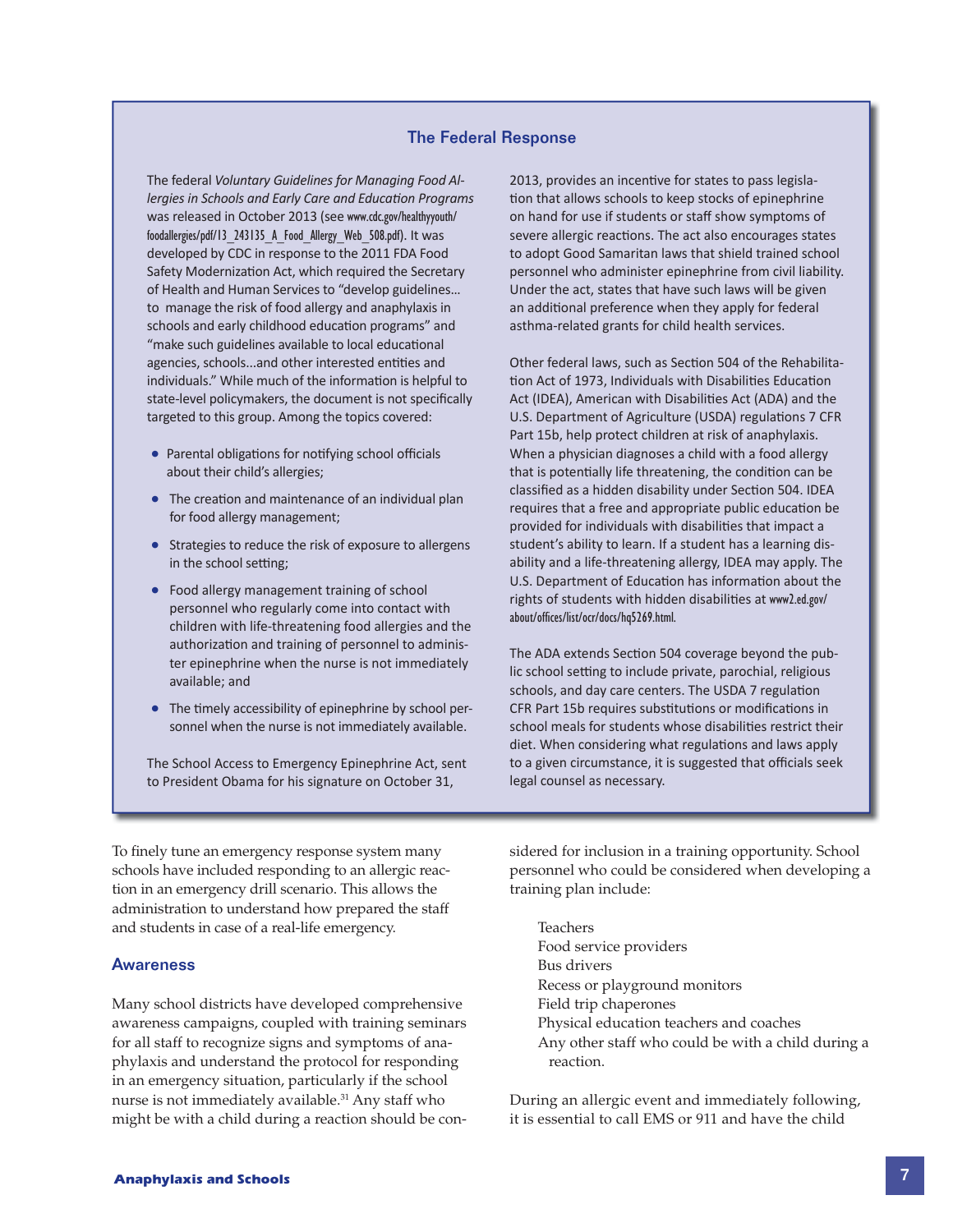## The Federal Response

The federal *Voluntary Guidelines for Managing Food Allergies in Schools and Early Care and Education Programs* was released in October 2013 (see www.cdc.gov/healthyyouth/foodallergies/pdf/13_243135_A_Food_Allergy_Web_508.pdf). It was developed by CDC in response to the 2011 FDA Food Safety Modernization Act, which required the Secretary of Health and Human Services to "develop guidelines… to manage the risk of food allergy and anaphylaxis in schools and early childhood education programs" and "make such guidelines available to local educational agencies, schools…and other interested entities and individuals." While much of the information is helpful to state-level policymakers, the document is not specifically targeted to this group. Among the topics covered:

- Parental obligations for notifying school officials about their child's allergies;
- The creation and maintenance of an individual plan for food allergy management;
- Strategies to reduce the risk of exposure to allergens in the school setting;
- Food allergy management training of school personnel who regularly come into contact with children with life-threatening food allergies and the authorization and training of personnel to administer epinephrine when the nurse is not immediately available; and
- The timely accessibility of epinephrine by school personnel when the nurse is not immediately available.

The School Access to Emergency Epinephrine Act, sent to President Obama for his signature on October 31, 2013, provides an incentive for states to pass legislation that allows schools to keep stocks of epinephrine on hand for use if students or staff show symptoms of severe allergic reactions. The act also encourages states to adopt Good Samaritan laws that shield trained school personnel who administer epinephrine from civil liability. Under the act, states that have such laws will be given an additional preference when they apply for federal asthma-related grants for child health services.

Other federal laws, such as Section 504 of the Rehabilitation Act of 1973, Individuals with Disabilities Education Act (IDEA), American with Disabilities Act (ADA) and the U.S. Department of Agriculture (USDA) regulations 7 CFR Part 15b, help protect children at risk of anaphylaxis. When a physician diagnoses a child with a food allergy that is potentially life threatening, the condition can be classified as a hidden disability under Section 504. IDEA requires that a free and appropriate public education be provided for individuals with disabilities that impact a student's ability to learn. If a student has a learning disability and a life-threatening allergy, IDEA may apply. The U.S. Department of Education has information about the rights of students with hidden disabilities at www2.ed.gov/about/offices/list/ocr/docs/hq5269.html.

The ADA extends Section 504 coverage beyond the public school setting to include private, parochial, religious schools, and day care centers. The USDA 7 regulation CFR Part 15b requires substitutions or modifications in school meals for students whose disabilities restrict their diet. When considering what regulations and laws apply to a given circumstance, it is suggested that officials seek legal counsel as necessary.

To finely tune an emergency response system many schools have included responding to an allergic reaction in an emergency drill scenario. This allows the administration to understand how prepared the staff and students in case of a real-life emergency.

### Awareness

Many school districts have developed comprehensive awareness campaigns, coupled with training seminars for all staff to recognize signs and symptoms of anaphylaxis and understand the protocol for responding in an emergency situation, particularly if the school nurse is not immediately available.[31] Any staff who might be with a child during a reaction should be considered for inclusion in a training opportunity. School personnel who could be considered when developing a training plan include:

Teachers
Food service providers
Bus drivers
Recess or playground monitors
Field trip chaperones
Physical education teachers and coaches
Any other staff who could be with a child during a reaction.

During an allergic event and immediately following, it is essential to call EMS or 911 and have the child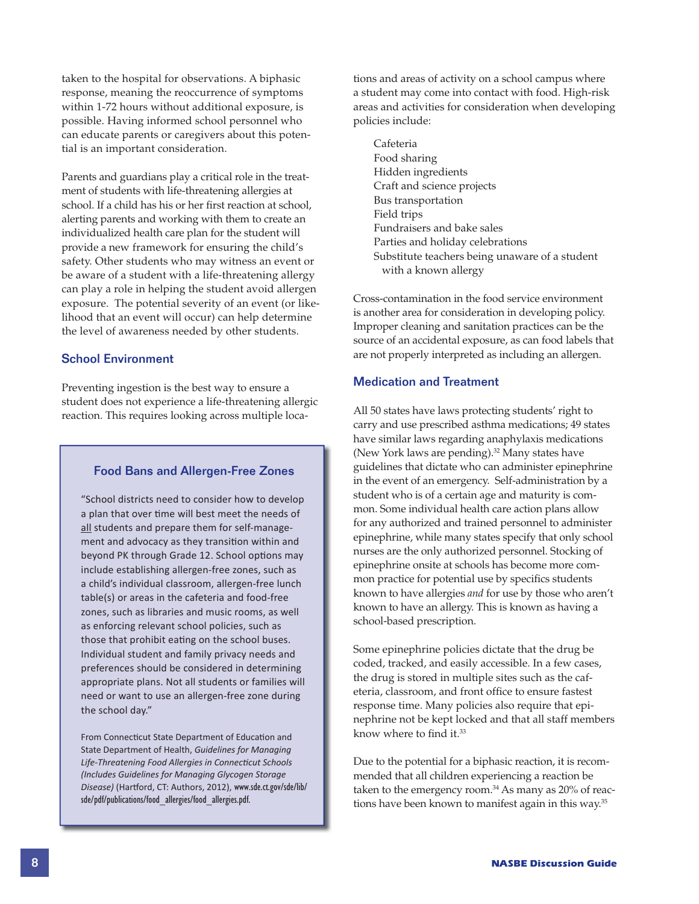taken to the hospital for observations. A biphasic response, meaning the reoccurrence of symptoms within 1-72 hours without additional exposure, is possible. Having informed school personnel who can educate parents or caregivers about this potential is an important consideration.

Parents and guardians play a critical role in the treatment of students with life-threatening allergies at school. If a child has his or her first reaction at school, alerting parents and working with them to create an individualized health care plan for the student will provide a new framework for ensuring the child's safety. Other students who may witness an event or be aware of a student with a life-threatening allergy can play a role in helping the student avoid allergen exposure. The potential severity of an event (or likelihood that an event will occur) can help determine the level of awareness needed by other students.

### School Environment

Preventing ingestion is the best way to ensure a student does not experience a life-threatening allergic reaction. This requires looking across multiple locations and areas of activity on a school campus where a student may come into contact with food. High-risk areas and activities for consideration when developing policies include:

- Cafeteria
- Food sharing
- Hidden ingredients
- Craft and science projects
- Bus transportation
- Field trips
- Fundraisers and bake sales
- Parties and holiday celebrations
- Substitute teachers being unaware of a student with a known allergy

Cross-contamination in the food service environment is another area for consideration in developing policy. Improper cleaning and sanitation practices can be the source of an accidental exposure, as can food labels that are not properly interpreted as including an allergen.

> **Food Bans and Allergen-Free Zones**
>
> "School districts need to consider how to develop a plan that over time will best meet the needs of all students and prepare them for self-management and advocacy as they transition within and beyond PK through Grade 12. School options may include establishing allergen-free zones, such as a child's individual classroom, allergen-free lunch table(s) or areas in the cafeteria and food-free zones, such as libraries and music rooms, as well as enforcing relevant school policies, such as those that prohibit eating on the school buses. Individual student and family privacy needs and preferences should be considered in determining appropriate plans. Not all students or families will need or want to use an allergen-free zone during the school day."
>
> From Connecticut State Department of Education and State Department of Health, *Guidelines for Managing Life-Threatening Food Allergies in Connecticut Schools (Includes Guidelines for Managing Glycogen Storage Disease)* (Hartford, CT: Authors, 2012), www.sde.ct.gov/sde/lib/sde/pdf/publications/food_allergies/food_allergies.pdf.

### Medication and Treatment

All 50 states have laws protecting students' right to carry and use prescribed asthma medications; 49 states have similar laws regarding anaphylaxis medications (New York laws are pending).[32] Many states have guidelines that dictate who can administer epinephrine in the event of an emergency. Self-administration by a student who is of a certain age and maturity is common. Some individual health care action plans allow for any authorized and trained personnel to administer epinephrine, while many states specify that only school nurses are the only authorized personnel. Stocking of epinephrine onsite at schools has become more common practice for potential use by specifics students known to have allergies *and* for use by those who aren't known to have an allergy. This is known as having a school-based prescription.

Some epinephrine policies dictate that the drug be coded, tracked, and easily accessible. In a few cases, the drug is stored in multiple sites such as the cafeteria, classroom, and front office to ensure fastest response time. Many policies also require that epinephrine not be kept locked and that all staff members know where to find it.[33]

Due to the potential for a biphasic reaction, it is recommended that all children experiencing a reaction be taken to the emergency room.[34] As many as 20% of reactions have been known to manifest again in this way.[35]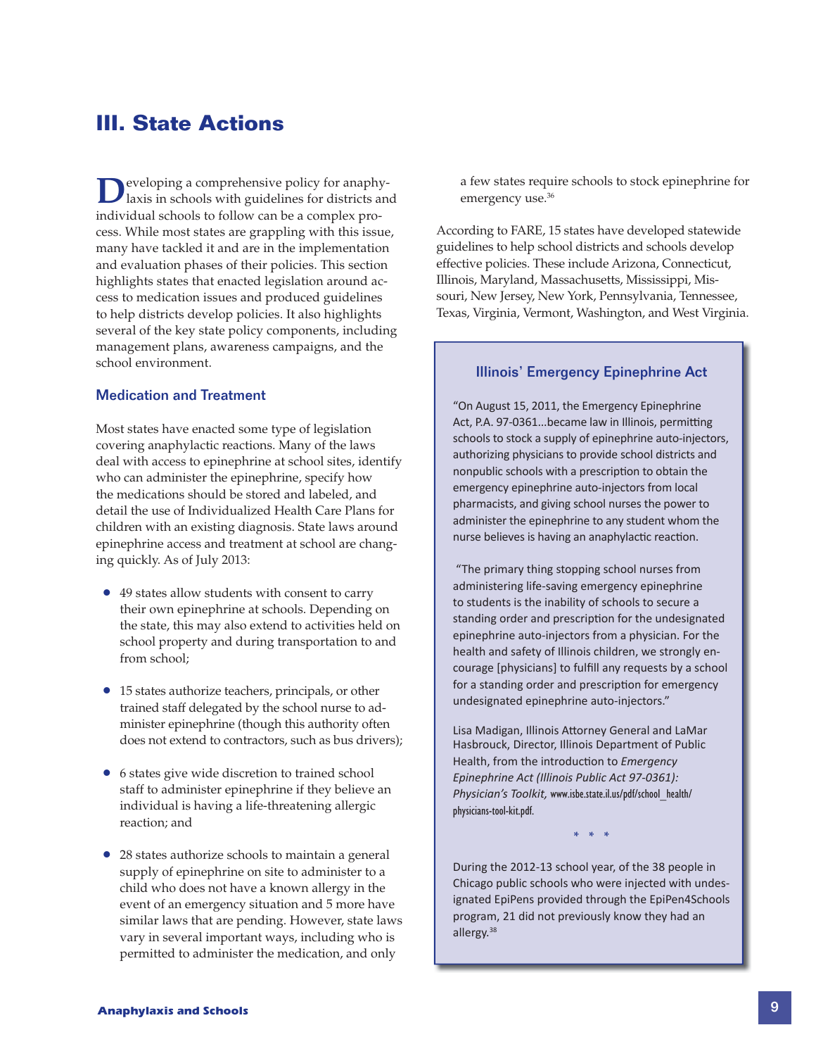## III. State Actions

Developing a comprehensive policy for anaphylaxis in schools with guidelines for districts and individual schools to follow can be a complex process. While most states are grappling with this issue, many have tackled it and are in the implementation and evaluation phases of their policies. This section highlights states that enacted legislation around access to medication issues and produced guidelines to help districts develop policies. It also highlights several of the key state policy components, including management plans, awareness campaigns, and the school environment.

### Medication and Treatment

Most states have enacted some type of legislation covering anaphylactic reactions. Many of the laws deal with access to epinephrine at school sites, identify who can administer the epinephrine, specify how the medications should be stored and labeled, and detail the use of Individualized Health Care Plans for children with an existing diagnosis. State laws around epinephrine access and treatment at school are changing quickly. As of July 2013:

- 49 states allow students with consent to carry their own epinephrine at schools. Depending on the state, this may also extend to activities held on school property and during transportation to and from school;
- 15 states authorize teachers, principals, or other trained staff delegated by the school nurse to administer epinephrine (though this authority often does not extend to contractors, such as bus drivers);
- 6 states give wide discretion to trained school staff to administer epinephrine if they believe an individual is having a life-threatening allergic reaction; and
- 28 states authorize schools to maintain a general supply of epinephrine on site to administer to a child who does not have a known allergy in the event of an emergency situation and 5 more have similar laws that are pending. However, state laws vary in several important ways, including who is permitted to administer the medication, and only a few states require schools to stock epinephrine for emergency use.[36]

According to FARE, 15 states have developed statewide guidelines to help school districts and schools develop effective policies. These include Arizona, Connecticut, Illinois, Maryland, Massachusetts, Mississippi, Missouri, New Jersey, New York, Pennsylvania, Tennessee, Texas, Virginia, Vermont, Washington, and West Virginia.

### Illinois' Emergency Epinephrine Act

"On August 15, 2011, the Emergency Epinephrine Act, P.A. 97-0361...became law in Illinois, permitting schools to stock a supply of epinephrine auto-injectors, authorizing physicians to provide school districts and nonpublic schools with a prescription to obtain the emergency epinephrine auto-injectors from local pharmacists, and giving school nurses the power to administer the epinephrine to any student whom the nurse believes is having an anaphylactic reaction.

"The primary thing stopping school nurses from administering life-saving emergency epinephrine to students is the inability of schools to secure a standing order and prescription for the undesignated epinephrine auto-injectors from a physician. For the health and safety of Illinois children, we strongly encourage [physicians] to fulfill any requests by a school for a standing order and prescription for emergency undesignated epinephrine auto-injectors."

Lisa Madigan, Illinois Attorney General and LaMar Hasbrouck, Director, Illinois Department of Public Health, from the introduction to *Emergency Epinephrine Act (Illinois Public Act 97-0361): Physician's Toolkit,* www.isbe.state.il.us/pdf/school_health/physicians-tool-kit.pdf.

\* \* \*

During the 2012-13 school year, of the 38 people in Chicago public schools who were injected with undesignated EpiPens provided through the EpiPen4Schools program, 21 did not previously know they had an allergy.[38]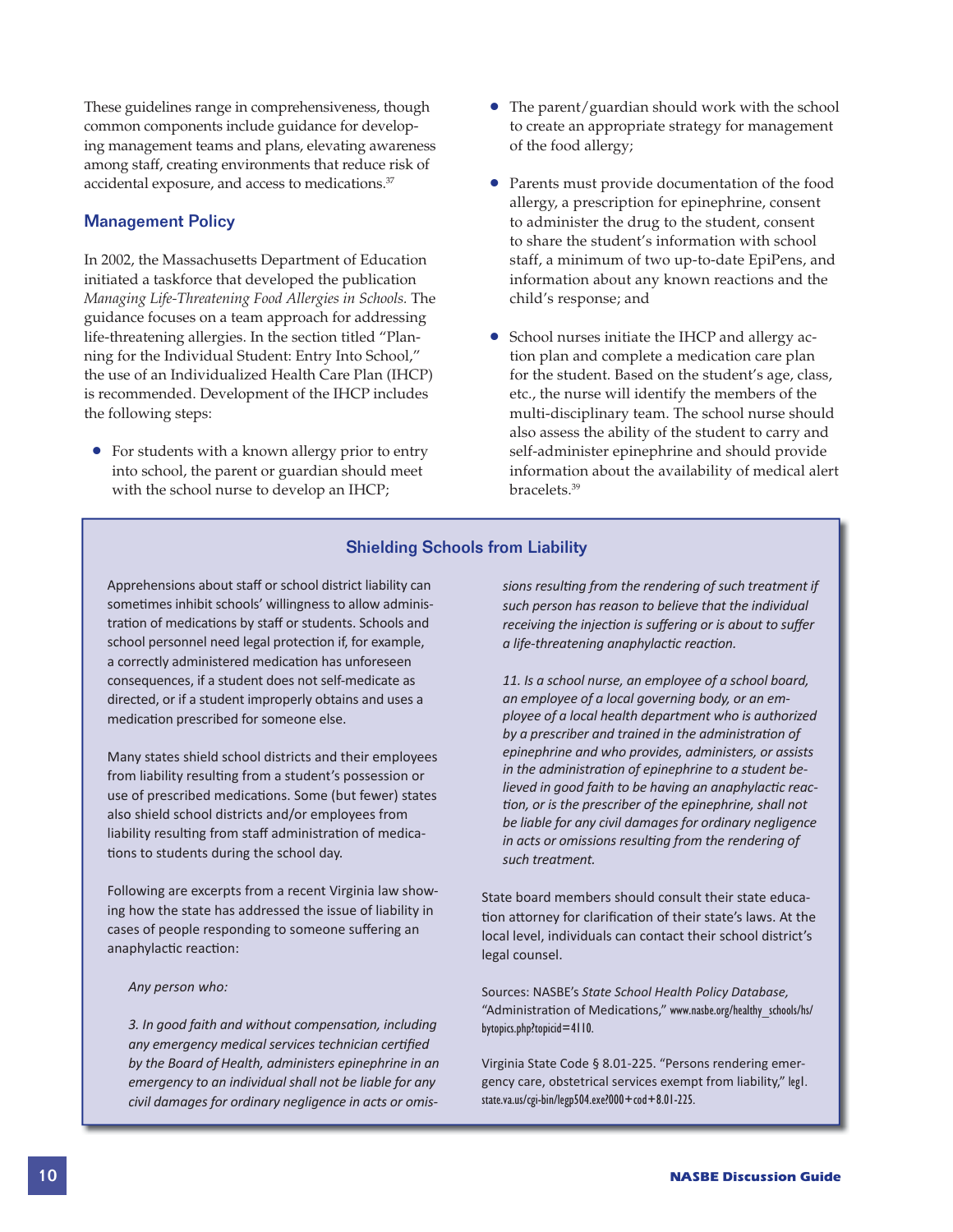These guidelines range in comprehensiveness, though common components include guidance for developing management teams and plans, elevating awareness among staff, creating environments that reduce risk of accidental exposure, and access to medications.[37]

## Management Policy

In 2002, the Massachusetts Department of Education initiated a taskforce that developed the publication *Managing Life-Threatening Food Allergies in Schools.* The guidance focuses on a team approach for addressing life-threatening allergies. In the section titled "Planning for the Individual Student: Entry Into School," the use of an Individualized Health Care Plan (IHCP) is recommended. Development of the IHCP includes the following steps:

- For students with a known allergy prior to entry into school, the parent or guardian should meet with the school nurse to develop an IHCP;
- The parent/guardian should work with the school to create an appropriate strategy for management of the food allergy;
- Parents must provide documentation of the food allergy, a prescription for epinephrine, consent to administer the drug to the student, consent to share the student's information with school staff, a minimum of two up-to-date EpiPens, and information about any known reactions and the child's response; and
- School nurses initiate the IHCP and allergy action plan and complete a medication care plan for the student. Based on the student's age, class, etc., the nurse will identify the members of the multi-disciplinary team. The school nurse should also assess the ability of the student to carry and self-administer epinephrine and should provide information about the availability of medical alert bracelets.[39]

### Shielding Schools from Liability

Apprehensions about staff or school district liability can sometimes inhibit schools' willingness to allow administration of medications by staff or students. Schools and school personnel need legal protection if, for example, a correctly administered medication has unforeseen consequences, if a student does not self-medicate as directed, or if a student improperly obtains and uses a medication prescribed for someone else.

Many states shield school districts and their employees from liability resulting from a student's possession or use of prescribed medications. Some (but fewer) states also shield school districts and/or employees from liability resulting from staff administration of medications to students during the school day.

Following are excerpts from a recent Virginia law showing how the state has addressed the issue of liability in cases of people responding to someone suffering an anaphylactic reaction:

> *Any person who:*
>
> *3. In good faith and without compensation, including any emergency medical services technician certified by the Board of Health, administers epinephrine in an emergency to an individual shall not be liable for any civil damages for ordinary negligence in acts or omissions resulting from the rendering of such treatment if such person has reason to believe that the individual receiving the injection is suffering or is about to suffer a life-threatening anaphylactic reaction.*
>
> *11. Is a school nurse, an employee of a school board, an employee of a local governing body, or an employee of a local health department who is authorized by a prescriber and trained in the administration of epinephrine and who provides, administers, or assists in the administration of epinephrine to a student believed in good faith to be having an anaphylactic reaction, or is the prescriber of the epinephrine, shall not be liable for any civil damages for ordinary negligence in acts or omissions resulting from the rendering of such treatment.*

State board members should consult their state education attorney for clarification of their state's laws. At the local level, individuals can contact their school district's legal counsel.

Sources: NASBE's *State School Health Policy Database,* "Administration of Medications," www.nasbe.org/healthy_schools/hs/bytopics.php?topicid=4110.

Virginia State Code § 8.01-225. "Persons rendering emergency care, obstetrical services exempt from liability," leg1.state.va.us/cgi-bin/legp504.exe?000+cod+8.01-225.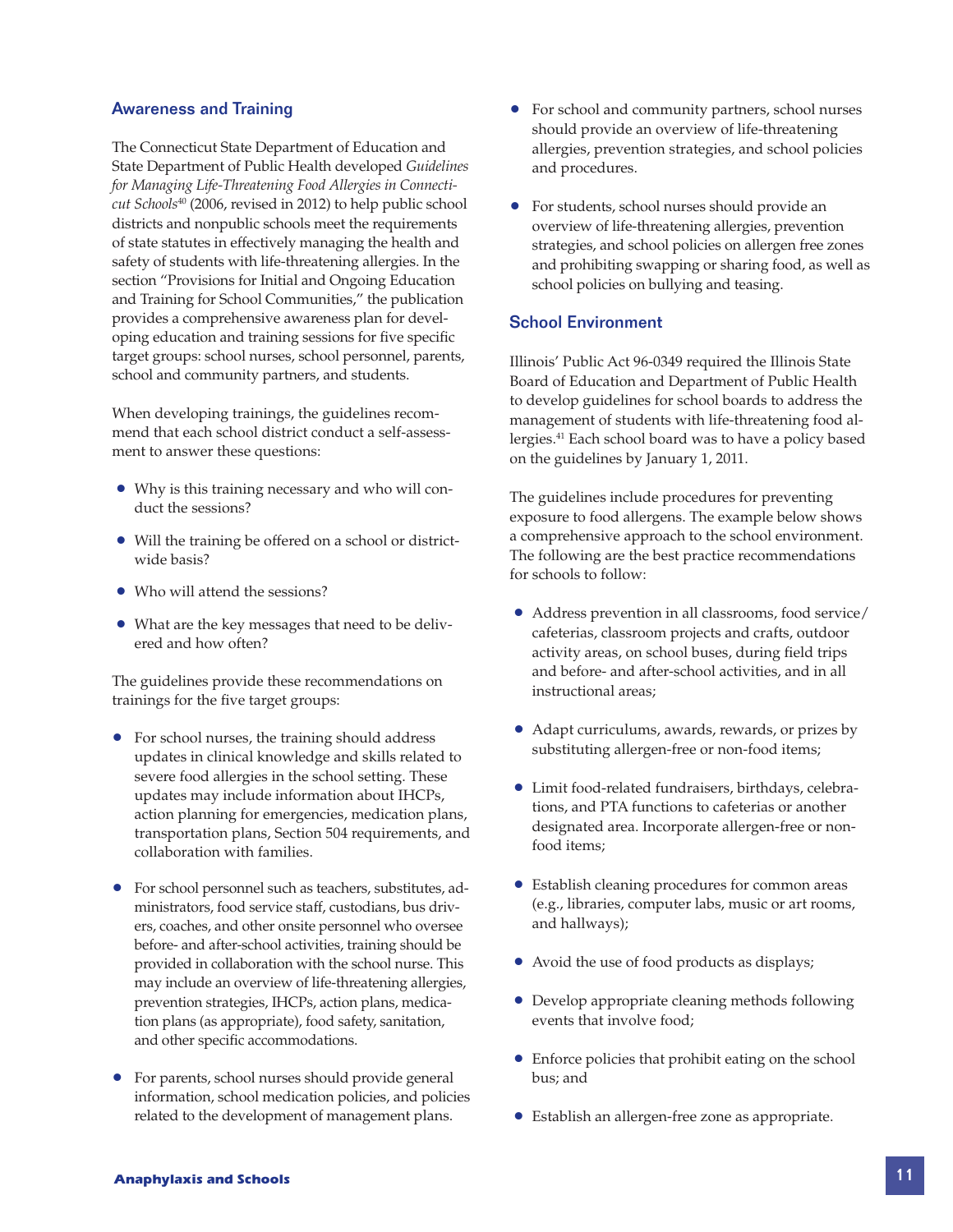### Awareness and Training

The Connecticut State Department of Education and State Department of Public Health developed *Guidelines for Managing Life-Threatening Food Allergies in Connecticut Schools*[40] (2006, revised in 2012) to help public school districts and nonpublic schools meet the requirements of state statutes in effectively managing the health and safety of students with life-threatening allergies. In the section "Provisions for Initial and Ongoing Education and Training for School Communities," the publication provides a comprehensive awareness plan for developing education and training sessions for five specific target groups: school nurses, school personnel, parents, school and community partners, and students.

When developing trainings, the guidelines recommend that each school district conduct a self-assessment to answer these questions:

- Why is this training necessary and who will conduct the sessions?
- Will the training be offered on a school or district-wide basis?
- Who will attend the sessions?
- What are the key messages that need to be delivered and how often?

The guidelines provide these recommendations on trainings for the five target groups:

- For school nurses, the training should address updates in clinical knowledge and skills related to severe food allergies in the school setting. These updates may include information about IHCPs, action planning for emergencies, medication plans, transportation plans, Section 504 requirements, and collaboration with families.
- For school personnel such as teachers, substitutes, administrators, food service staff, custodians, bus drivers, coaches, and other onsite personnel who oversee before- and after-school activities, training should be provided in collaboration with the school nurse. This may include an overview of life-threatening allergies, prevention strategies, IHCPs, action plans, medication plans (as appropriate), food safety, sanitation, and other specific accommodations.
- For parents, school nurses should provide general information, school medication policies, and policies related to the development of management plans.
- For school and community partners, school nurses should provide an overview of life-threatening allergies, prevention strategies, and school policies and procedures.
- For students, school nurses should provide an overview of life-threatening allergies, prevention strategies, and school policies on allergen free zones and prohibiting swapping or sharing food, as well as school policies on bullying and teasing.

### School Environment

Illinois' Public Act 96-0349 required the Illinois State Board of Education and Department of Public Health to develop guidelines for school boards to address the management of students with life-threatening food allergies.[41] Each school board was to have a policy based on the guidelines by January 1, 2011.

The guidelines include procedures for preventing exposure to food allergens. The example below shows a comprehensive approach to the school environment. The following are the best practice recommendations for schools to follow:

- Address prevention in all classrooms, food service/cafeterias, classroom projects and crafts, outdoor activity areas, on school buses, during field trips and before- and after-school activities, and in all instructional areas;
- Adapt curriculums, awards, rewards, or prizes by substituting allergen-free or non-food items;
- Limit food-related fundraisers, birthdays, celebrations, and PTA functions to cafeterias or another designated area. Incorporate allergen-free or non-food items;
- Establish cleaning procedures for common areas (e.g., libraries, computer labs, music or art rooms, and hallways);
- Avoid the use of food products as displays;
- Develop appropriate cleaning methods following events that involve food;
- Enforce policies that prohibit eating on the school bus; and
- Establish an allergen-free zone as appropriate.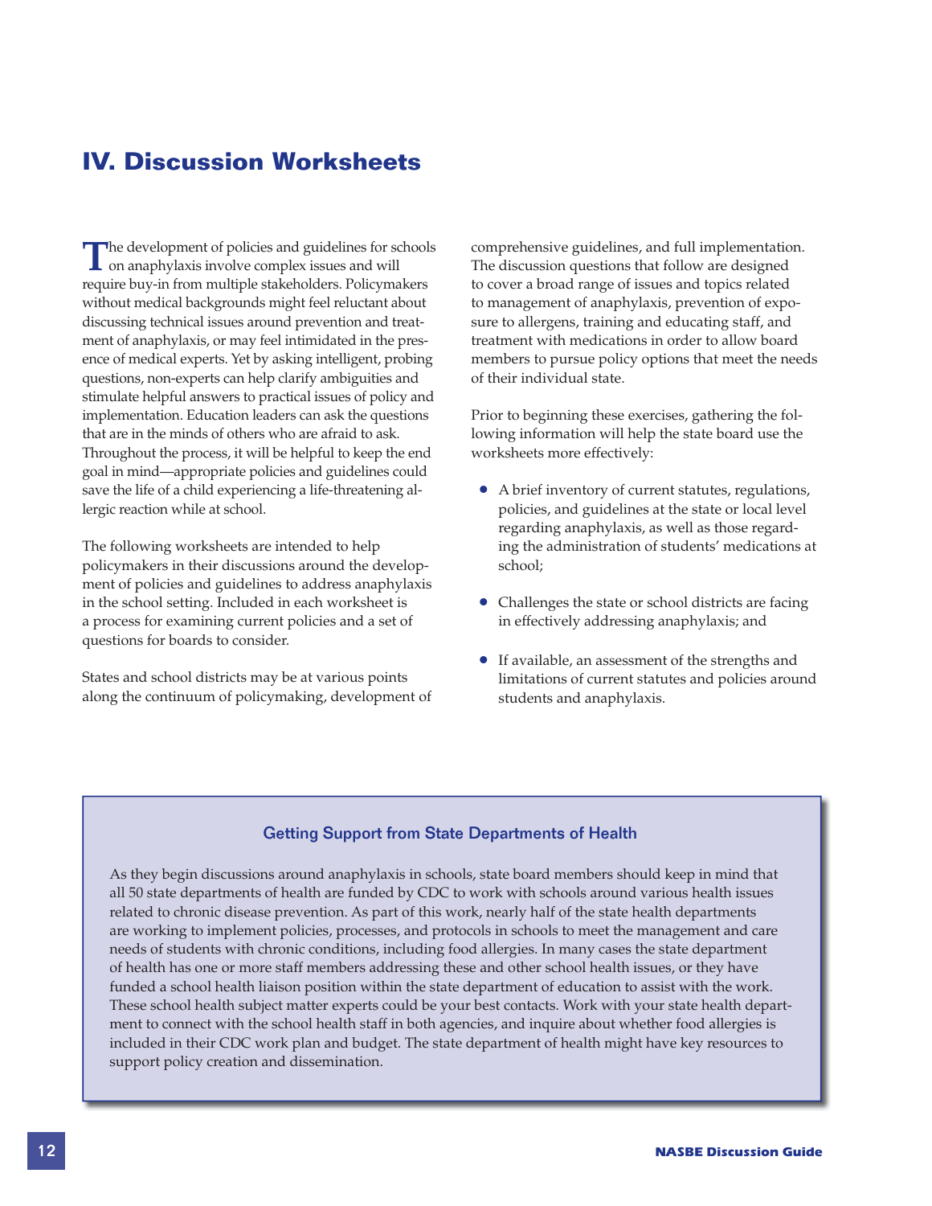# IV. Discussion Worksheets

The development of policies and guidelines for schools on anaphylaxis involve complex issues and will require buy-in from multiple stakeholders. Policymakers without medical backgrounds might feel reluctant about discussing technical issues around prevention and treatment of anaphylaxis, or may feel intimidated in the presence of medical experts. Yet by asking intelligent, probing questions, non-experts can help clarify ambiguities and stimulate helpful answers to practical issues of policy and implementation. Education leaders can ask the questions that are in the minds of others who are afraid to ask. Throughout the process, it will be helpful to keep the end goal in mind—appropriate policies and guidelines could save the life of a child experiencing a life-threatening allergic reaction while at school.

The following worksheets are intended to help policymakers in their discussions around the development of policies and guidelines to address anaphylaxis in the school setting. Included in each worksheet is a process for examining current policies and a set of questions for boards to consider.

States and school districts may be at various points along the continuum of policymaking, development of comprehensive guidelines, and full implementation. The discussion questions that follow are designed to cover a broad range of issues and topics related to management of anaphylaxis, prevention of exposure to allergens, training and educating staff, and treatment with medications in order to allow board members to pursue policy options that meet the needs of their individual state.

Prior to beginning these exercises, gathering the following information will help the state board use the worksheets more effectively:

- A brief inventory of current statutes, regulations, policies, and guidelines at the state or local level regarding anaphylaxis, as well as those regarding the administration of students' medications at school;
- Challenges the state or school districts are facing in effectively addressing anaphylaxis; and
- If available, an assessment of the strengths and limitations of current statutes and policies around students and anaphylaxis.

### Getting Support from State Departments of Health

As they begin discussions around anaphylaxis in schools, state board members should keep in mind that all 50 state departments of health are funded by CDC to work with schools around various health issues related to chronic disease prevention. As part of this work, nearly half of the state health departments are working to implement policies, processes, and protocols in schools to meet the management and care needs of students with chronic conditions, including food allergies. In many cases the state department of health has one or more staff members addressing these and other school health issues, or they have funded a school health liaison position within the state department of education to assist with the work. These school health subject matter experts could be your best contacts. Work with your state health department to connect with the school health staff in both agencies, and inquire about whether food allergies is included in their CDC work plan and budget. The state department of health might have key resources to support policy creation and dissemination.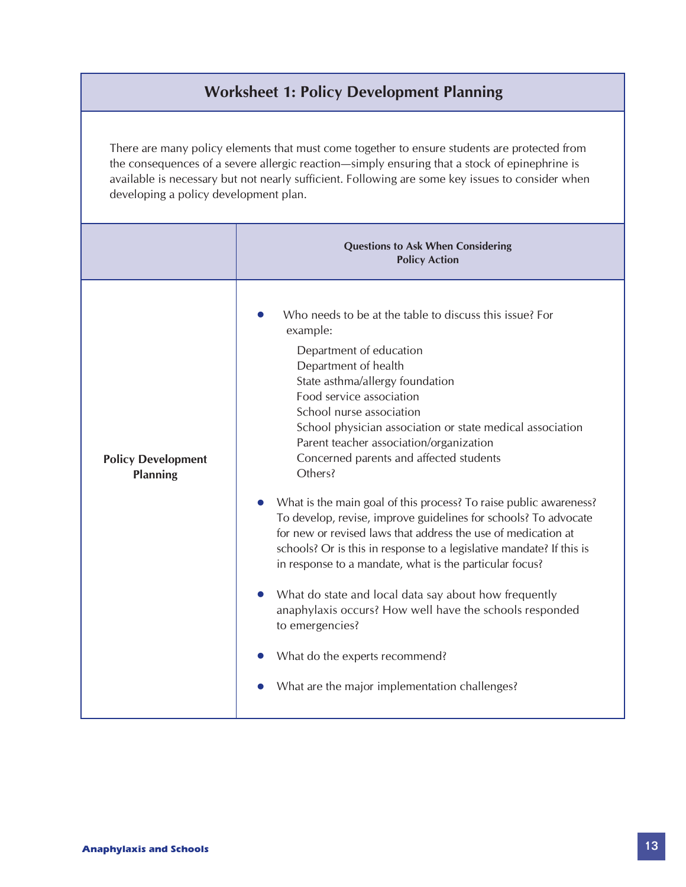## Worksheet 1: Policy Development Planning

There are many policy elements that must come together to ensure students are protected from the consequences of a severe allergic reaction—simply ensuring that a stock of epinephrine is available is necessary but not nearly sufficient. Following are some key issues to consider when developing a policy development plan.

| | Questions to Ask When Considering Policy Action |
|---|---|
| **Policy Development Planning** | • Who needs to be at the table to discuss this issue? For example:<br>Department of education<br>Department of health<br>State asthma/allergy foundation<br>Food service association<br>School nurse association<br>School physician association or state medical association<br>Parent teacher association/organization<br>Concerned parents and affected students<br>Others?<br><br>• What is the main goal of this process? To raise public awareness? To develop, revise, improve guidelines for schools? To advocate for new or revised laws that address the use of medication at schools? Or is this in response to a legislative mandate? If this is in response to a mandate, what is the particular focus?<br><br>• What do state and local data say about how frequently anaphylaxis occurs? How well have the schools responded to emergencies?<br><br>• What do the experts recommend?<br><br>• What are the major implementation challenges? |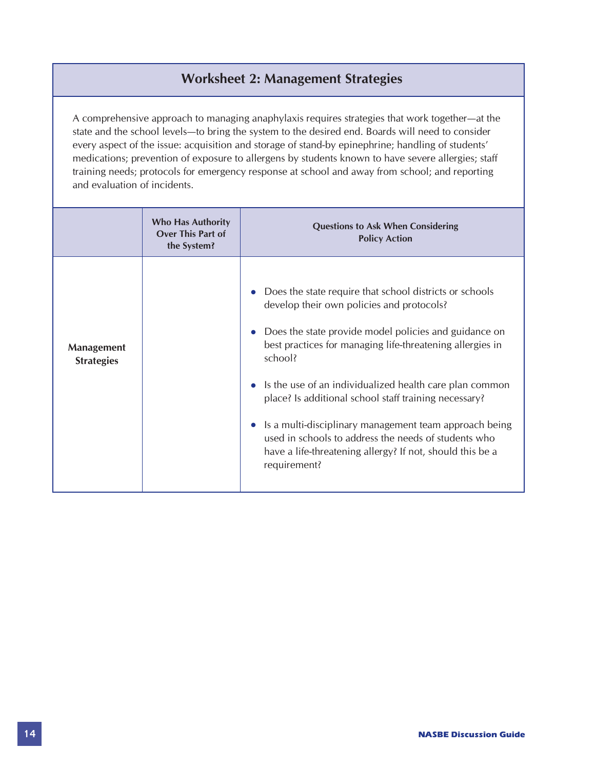## Worksheet 2: Management Strategies

A comprehensive approach to managing anaphylaxis requires strategies that work together—at the state and the school levels—to bring the system to the desired end. Boards will need to consider every aspect of the issue: acquisition and storage of stand-by epinephrine; handling of students' medications; prevention of exposure to allergens by students known to have severe allergies; staff training needs; protocols for emergency response at school and away from school; and reporting and evaluation of incidents.

| | Who Has Authority Over This Part of the System? | Questions to Ask When Considering Policy Action |
|---|---|---|
| **Management Strategies** | | • Does the state require that school districts or schools develop their own policies and protocols?<br><br>• Does the state provide model policies and guidance on best practices for managing life-threatening allergies in school?<br><br>• Is the use of an individualized health care plan common place? Is additional school staff training necessary?<br><br>• Is a multi-disciplinary management team approach being used in schools to address the needs of students who have a life-threatening allergy? If not, should this be a requirement? |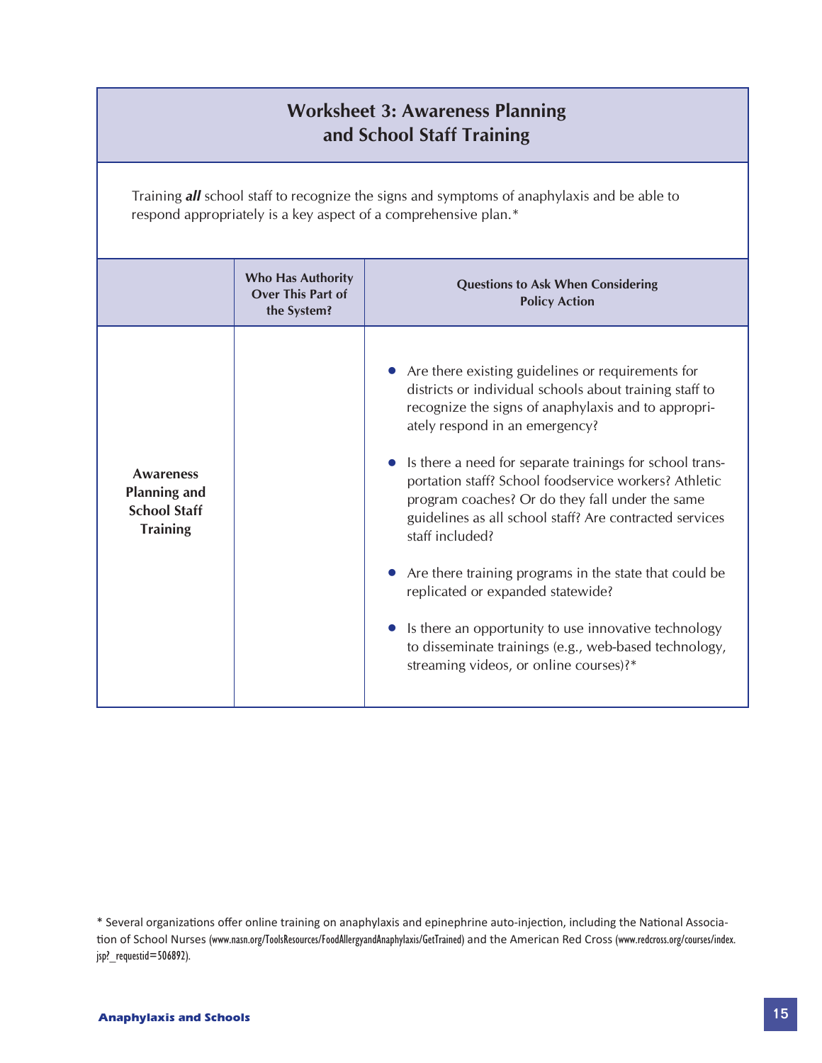## Worksheet 3: Awareness Planning and School Staff Training

Training ***all*** school staff to recognize the signs and symptoms of anaphylaxis and be able to respond appropriately is a key aspect of a comprehensive plan.*

| | Who Has Authority Over This Part of the System? | Questions to Ask When Considering Policy Action |
|---|---|---|
| **Awareness Planning and School Staff Training** | | • Are there existing guidelines or requirements for districts or individual schools about training staff to recognize the signs of anaphylaxis and to appropriately respond in an emergency?<br><br>• Is there a need for separate trainings for school transportation staff? School foodservice workers? Athletic program coaches? Or do they fall under the same guidelines as all school staff? Are contracted services staff included?<br><br>• Are there training programs in the state that could be replicated or expanded statewide?<br><br>• Is there an opportunity to use innovative technology to disseminate trainings (e.g., web-based technology, streaming videos, or online courses)?* |

* Several organizations offer online training on anaphylaxis and epinephrine auto-injection, including the National Association of School Nurses (www.nasn.org/ToolsResources/FoodAllergyandAnaphylaxis/GetTrained) and the American Red Cross (www.redcross.org/courses/index.jsp?_requestid=506892).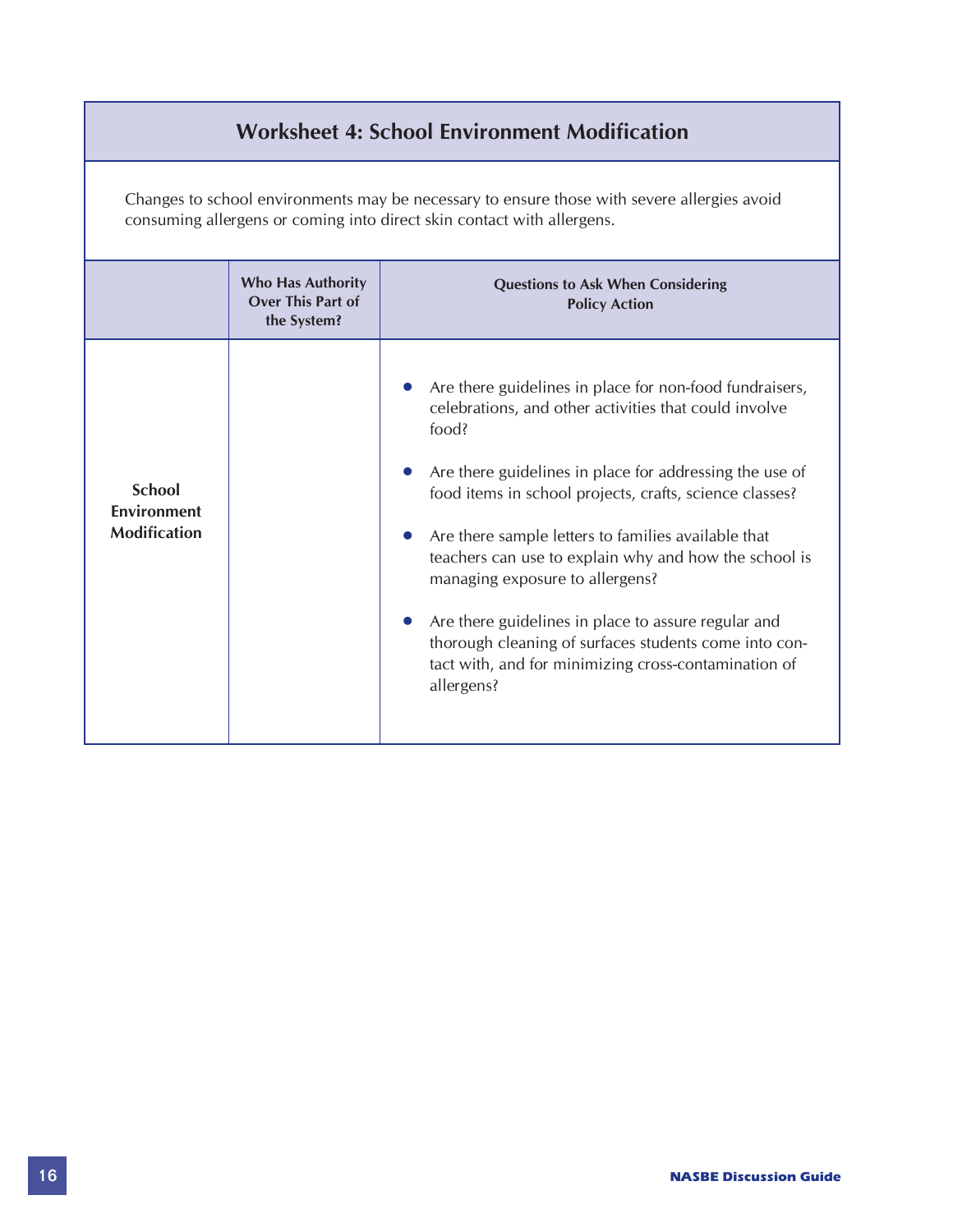## Worksheet 4: School Environment Modification

Changes to school environments may be necessary to ensure those with severe allergies avoid consuming allergens or coming into direct skin contact with allergens.

| | Who Has Authority Over This Part of the System? | Questions to Ask When Considering Policy Action |
|---|---|---|
| **School Environment Modification** | | • Are there guidelines in place for non-food fundraisers, celebrations, and other activities that could involve food?<br><br>• Are there guidelines in place for addressing the use of food items in school projects, crafts, science classes?<br><br>• Are there sample letters to families available that teachers can use to explain why and how the school is managing exposure to allergens?<br><br>• Are there guidelines in place to assure regular and thorough cleaning of surfaces students come into contact with, and for minimizing cross-contamination of allergens? |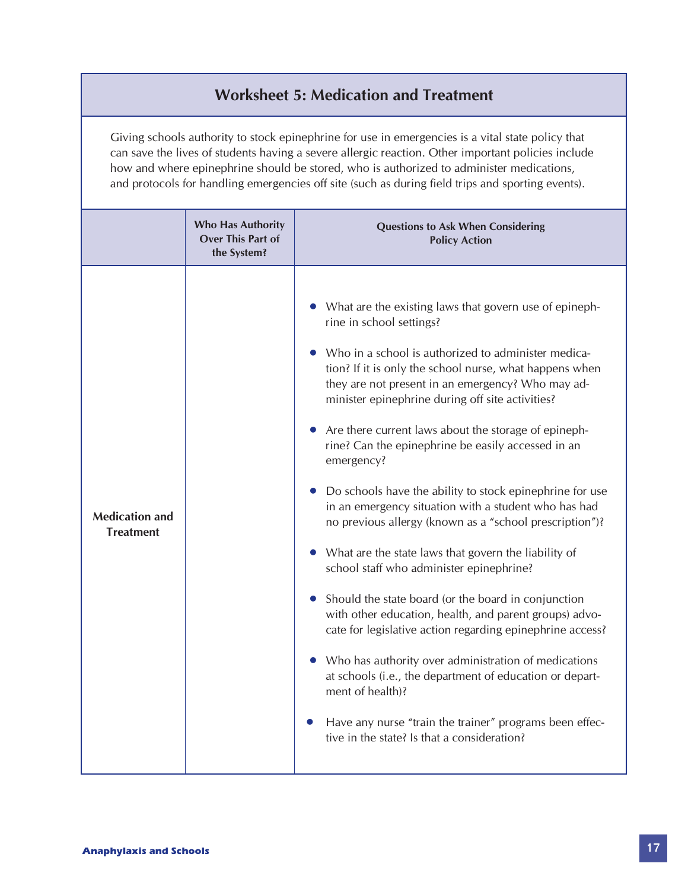## Worksheet 5: Medication and Treatment

Giving schools authority to stock epinephrine for use in emergencies is a vital state policy that can save the lives of students having a severe allergic reaction. Other important policies include how and where epinephrine should be stored, who is authorized to administer medications, and protocols for handling emergencies off site (such as during field trips and sporting events).

| | Who Has Authority Over This Part of the System? | Questions to Ask When Considering Policy Action |
|---|---|---|
| **Medication and Treatment** | | • What are the existing laws that govern use of epinephrine in school settings?<br><br>• Who in a school is authorized to administer medication? If it is only the school nurse, what happens when they are not present in an emergency? Who may administer epinephrine during off site activities?<br><br>• Are there current laws about the storage of epinephrine? Can the epinephrine be easily accessed in an emergency?<br><br>• Do schools have the ability to stock epinephrine for use in an emergency situation with a student who has had no previous allergy (known as a "school prescription")?<br><br>• What are the state laws that govern the liability of school staff who administer epinephrine?<br><br>• Should the state board (or the board in conjunction with other education, health, and parent groups) advocate for legislative action regarding epinephrine access?<br><br>• Who has authority over administration of medications at schools (i.e., the department of education or department of health)?<br><br>• Have any nurse "train the trainer" programs been effective in the state? Is that a consideration? |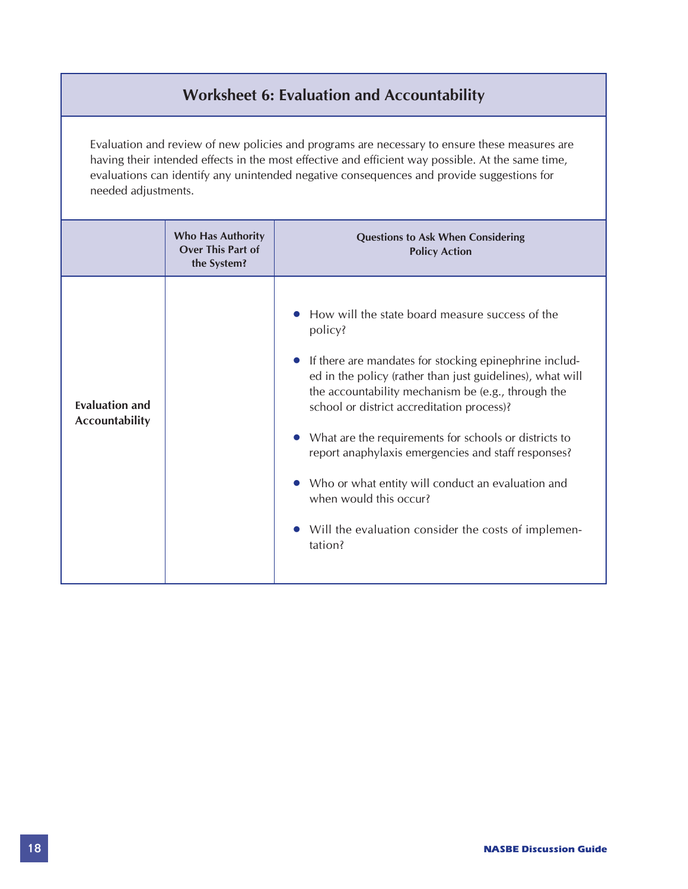## Worksheet 6: Evaluation and Accountability

Evaluation and review of new policies and programs are necessary to ensure these measures are having their intended effects in the most effective and efficient way possible. At the same time, evaluations can identify any unintended negative consequences and provide suggestions for needed adjustments.

| | Who Has Authority Over This Part of the System? | Questions to Ask When Considering Policy Action |
|---|---|---|
| **Evaluation and Accountability** | | • How will the state board measure success of the policy?<br><br>• If there are mandates for stocking epinephrine included in the policy (rather than just guidelines), what will the accountability mechanism be (e.g., through the school or district accreditation process)?<br><br>• What are the requirements for schools or districts to report anaphylaxis emergencies and staff responses?<br><br>• Who or what entity will conduct an evaluation and when would this occur?<br><br>• Will the evaluation consider the costs of implementation? |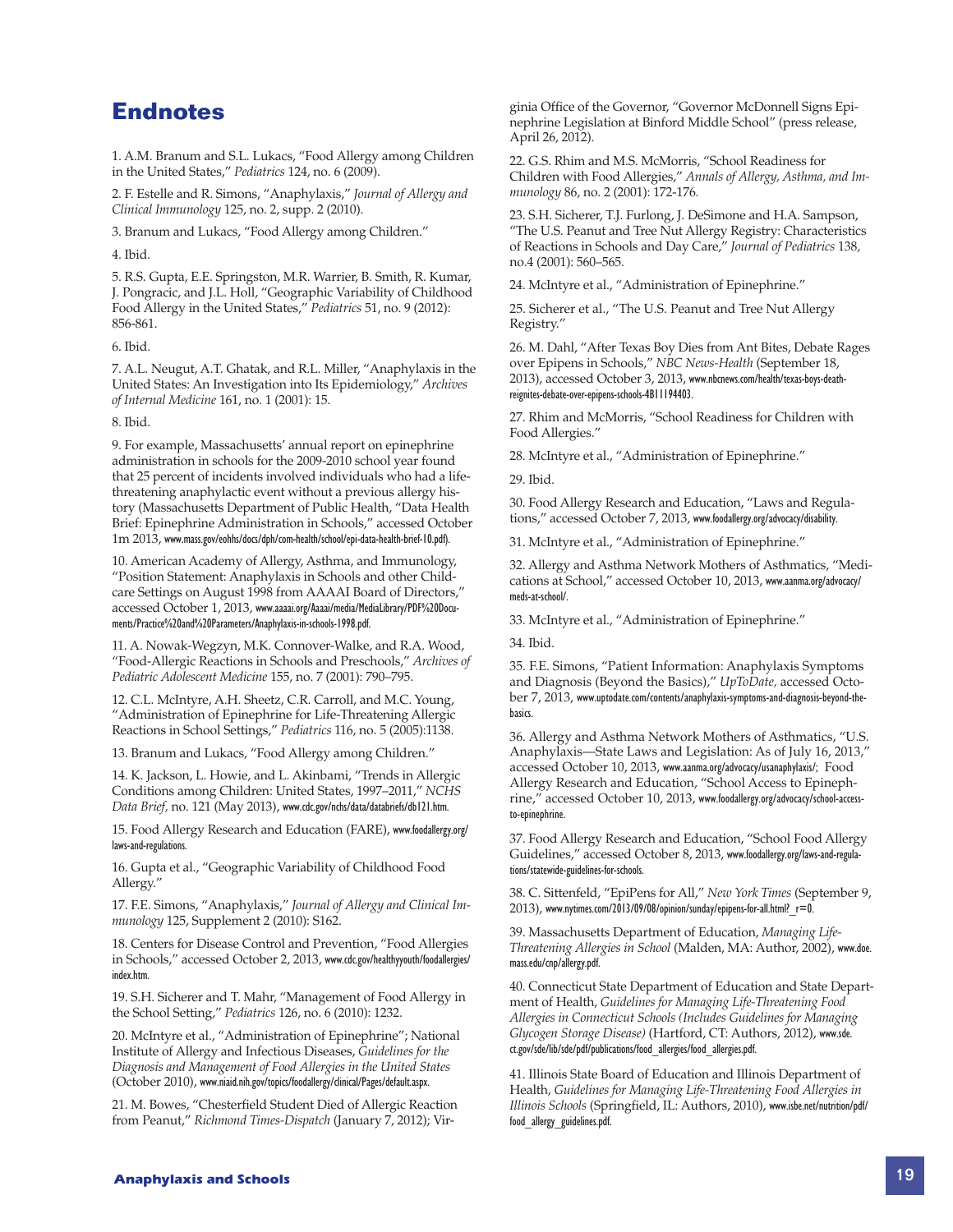# Endnotes

1. A.M. Branum and S.L. Lukacs, "Food Allergy among Children in the United States," *Pediatrics* 124, no. 6 (2009).

2. F. Estelle and R. Simons, "Anaphylaxis," *Journal of Allergy and Clinical Immunology* 125, no. 2, supp. 2 (2010).

3. Branum and Lukacs, "Food Allergy among Children."

4. Ibid.

5. R.S. Gupta, E.E. Springston, M.R. Warrier, B. Smith, R. Kumar, J. Pongracic, and J.L. Holl, "Geographic Variability of Childhood Food Allergy in the United States," *Pediatrics* 51, no. 9 (2012): 856-861.

6. Ibid.

7. A.L. Neugut, A.T. Ghatak, and R.L. Miller, "Anaphylaxis in the United States: An Investigation into Its Epidemiology," *Archives of Internal Medicine* 161, no. 1 (2001): 15.

8. Ibid.

9. For example, Massachusetts' annual report on epinephrine administration in schools for the 2009-2010 school year found that 25 percent of incidents involved individuals who had a life-threatening anaphylactic event without a previous allergy history (Massachusetts Department of Public Health, "Data Health Brief: Epinephrine Administration in Schools," accessed October 1m 2013, www.mass.gov/eohhs/docs/dph/com-health/school/epi-data-health-brief-10.pdf).

10. American Academy of Allergy, Asthma, and Immunology, "Position Statement: Anaphylaxis in Schools and other Childcare Settings on August 1998 from AAAAI Board of Directors," accessed October 1, 2013, www.aaaai.org/Aaaai/media/MediaLibrary/PDF%20Documents/Practice%20and%20Parameters/Anaphylaxis-in-schools-1998.pdf.

11. A. Nowak-Wegzyn, M.K. Connover-Walke, and R.A. Wood, "Food-Allergic Reactions in Schools and Preschools," *Archives of Pediatric Adolescent Medicine* 155, no. 7 (2001): 790–795.

12. C.L. McIntyre, A.H. Sheetz, C.R. Carroll, and M.C. Young, "Administration of Epinephrine for Life-Threatening Allergic Reactions in School Settings," *Pediatrics* 116, no. 5 (2005):1138.

13. Branum and Lukacs, "Food Allergy among Children."

14. K. Jackson, L. Howie, and L. Akinbami, "Trends in Allergic Conditions among Children: United States, 1997–2011," *NCHS Data Brief,* no. 121 (May 2013), www.cdc.gov/nchs/data/databriefs/db121.htm.

15. Food Allergy Research and Education (FARE), www.foodallergy.org/laws-and-regulations.

16. Gupta et al., "Geographic Variability of Childhood Food Allergy."

17. F.E. Simons, "Anaphylaxis," *Journal of Allergy and Clinical Immunology* 125, Supplement 2 (2010): S162.

18. Centers for Disease Control and Prevention, "Food Allergies in Schools," accessed October 2, 2013, www.cdc.gov/healthyyouth/foodallergies/index.htm.

19. S.H. Sicherer and T. Mahr, "Management of Food Allergy in the School Setting," *Pediatrics* 126, no. 6 (2010): 1232.

20. McIntyre et al., "Administration of Epinephrine"; National Institute of Allergy and Infectious Diseases, *Guidelines for the Diagnosis and Management of Food Allergies in the United States* (October 2010), www.niaid.nih.gov/topics/foodallergy/clinical/Pages/default.aspx.

21. M. Bowes, "Chesterfield Student Died of Allergic Reaction from Peanut," *Richmond Times-Dispatch* (January 7, 2012); Virginia Office of the Governor, "Governor McDonnell Signs Epinephrine Legislation at Binford Middle School" (press release, April 26, 2012).

22. G.S. Rhim and M.S. McMorris, "School Readiness for Children with Food Allergies," *Annals of Allergy, Asthma, and Immunology* 86, no. 2 (2001): 172-176.

23. S.H. Sicherer, T.J. Furlong, J. DeSimone and H.A. Sampson, "The U.S. Peanut and Tree Nut Allergy Registry: Characteristics of Reactions in Schools and Day Care," *Journal of Pediatrics* 138, no.4 (2001): 560–565.

24. McIntyre et al., "Administration of Epinephrine."

25. Sicherer et al., "The U.S. Peanut and Tree Nut Allergy Registry."

26. M. Dahl, "After Texas Boy Dies from Ant Bites, Debate Rages over Epipens in Schools," *NBC News-Health* (September 18, 2013), accessed October 3, 2013, www.nbcnews.com/health/texas-boys-death-reignites-debate-over-epipens-schools-4B11194403.

27. Rhim and McMorris, "School Readiness for Children with Food Allergies."

28. McIntyre et al., "Administration of Epinephrine."

29. Ibid.

30. Food Allergy Research and Education, "Laws and Regulations," accessed October 7, 2013, www.foodallergy.org/advocacy/disability.

31. McIntyre et al., "Administration of Epinephrine."

32. Allergy and Asthma Network Mothers of Asthmatics, "Medications at School," accessed October 10, 2013, www.aanma.org/advocacy/meds-at-school/.

33. McIntyre et al., "Administration of Epinephrine."

34. Ibid.

35. F.E. Simons, "Patient Information: Anaphylaxis Symptoms and Diagnosis (Beyond the Basics)," *UpToDate,* accessed October 7, 2013, www.uptodate.com/contents/anaphylaxis-symptoms-and-diagnosis-beyond-the-basics.

36. Allergy and Asthma Network Mothers of Asthmatics, "U.S. Anaphylaxis—State Laws and Legislation: As of July 16, 2013," accessed October 10, 2013, www.aanma.org/advocacy/usanaphylaxis/; Food Allergy Research and Education, "School Access to Epinephrine," accessed October 10, 2013, www.foodallergy.org/advocacy/school-access-to-epinephrine.

37. Food Allergy Research and Education, "School Food Allergy Guidelines," accessed October 8, 2013, www.foodallergy.org/laws-and-regulations/statewide-guidelines-for-schools.

38. C. Sittenfeld, "EpiPens for All," *New York Times* (September 9, 2013), www.nytimes.com/2013/09/08/opinion/sunday/epipens-for-all.html?_r=0.

39. Massachusetts Department of Education, *Managing Life-Threatening Allergies in School* (Malden, MA: Author, 2002), www.doe.mass.edu/cnp/allergy.pdf.

40. Connecticut State Department of Education and State Department of Health, *Guidelines for Managing Life-Threatening Food Allergies in Connecticut Schools (Includes Guidelines for Managing Glycogen Storage Disease)* (Hartford, CT: Authors, 2012), www.sde.ct.gov/sde/lib/sde/pdf/publications/food_allergies/food_allergies.pdf.

41. Illinois State Board of Education and Illinois Department of Health, *Guidelines for Managing Life-Threatening Food Allergies in Illinois Schools* (Springfield, IL: Authors, 2010), www.isbe.net/nutrition/pdf/food_allergy_guidelines.pdf.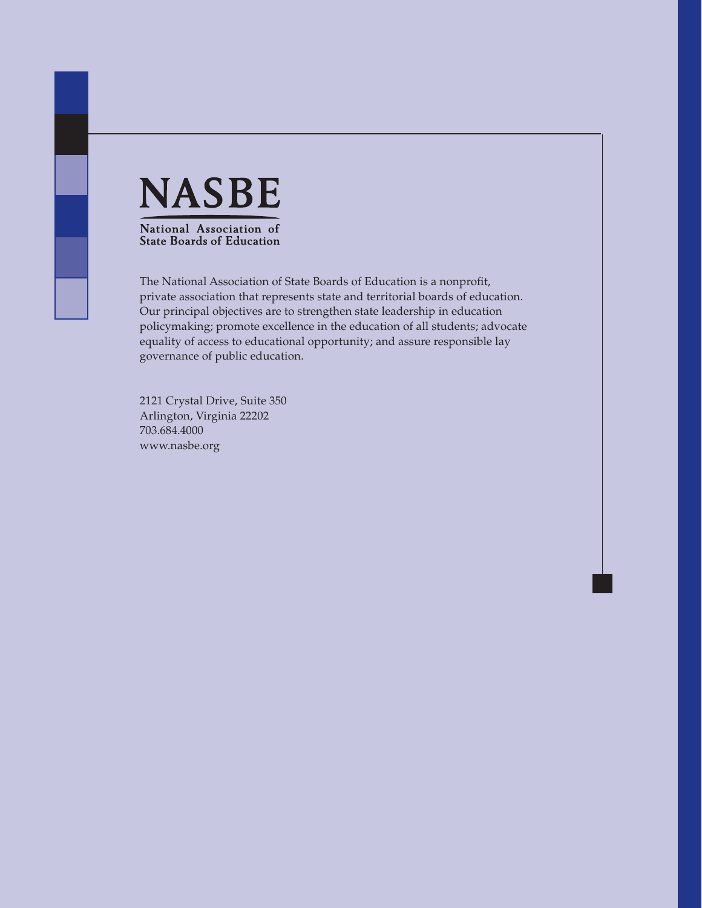# NASBE

National Association of State Boards of Education

The National Association of State Boards of Education is a nonprofit, private association that represents state and territorial boards of education. Our principal objectives are to strengthen state leadership in education policymaking; promote excellence in the education of all students; advocate equality of access to educational opportunity; and assure responsible lay governance of public education.

2121 Crystal Drive, Suite 350
Arlington, Virginia 22202
703.684.4000
www.nasbe.org